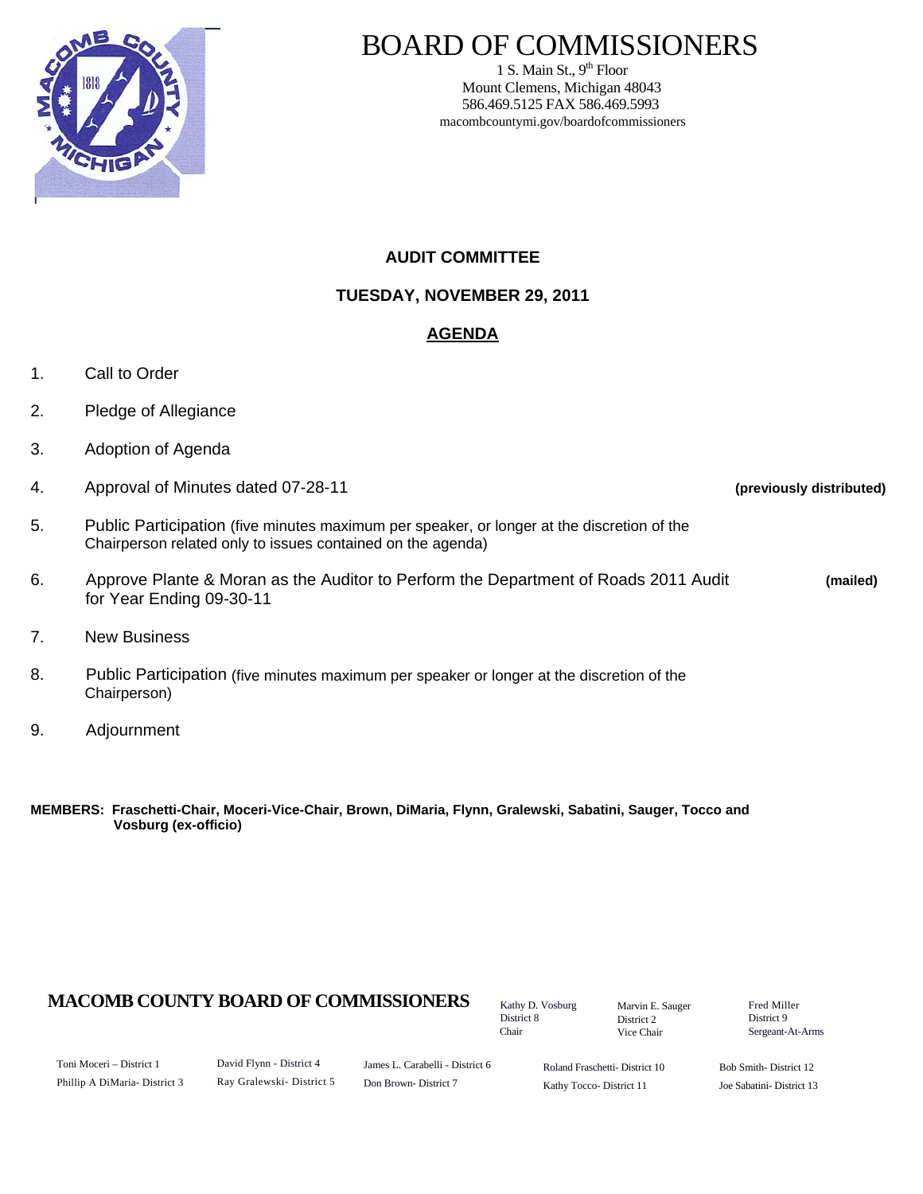# BOARD OF COMMISSIONERS

1 S. Main St., 9th Floor
Mount Clemens, Michigan 48043
586.469.5125 FAX 586.469.5993
macombcountymi.gov/boardofcommissioners

## AUDIT COMMITTEE

### TUESDAY, NOVEMBER 29, 2011

### AGENDA

1. Call to Order
2. Pledge of Allegiance
3. Adoption of Agenda
4. Approval of Minutes dated 07-28-11 **(previously distributed)**
5. Public Participation (five minutes maximum per speaker, or longer at the discretion of the Chairperson related only to issues contained on the agenda)
6. Approve Plante & Moran as the Auditor to Perform the Department of Roads 2011 Audit for Year Ending 09-30-11 **(mailed)**
7. New Business
8. Public Participation (five minutes maximum per speaker or longer at the discretion of the Chairperson)
9. Adjournment

**MEMBERS: Fraschetti-Chair, Moceri-Vice-Chair, Brown, DiMaria, Flynn, Gralewski, Sabatini, Sauger, Tocco and Vosburg (ex-officio)**

**MACOMB COUNTY BOARD OF COMMISSIONERS**

Kathy D. Vosburg, District 8, Chair
Marvin E. Sauger, District 2, Vice Chair
Fred Miller, District 9, Sergeant-At-Arms

Toni Moceri – District 1
Phillip A DiMaria- District 3
David Flynn - District 4
Ray Gralewski- District 5
James L. Carabelli - District 6
Don Brown- District 7
Roland Fraschetti- District 10
Kathy Tocco- District 11
Bob Smith- District 12
Joe Sabatini- District 13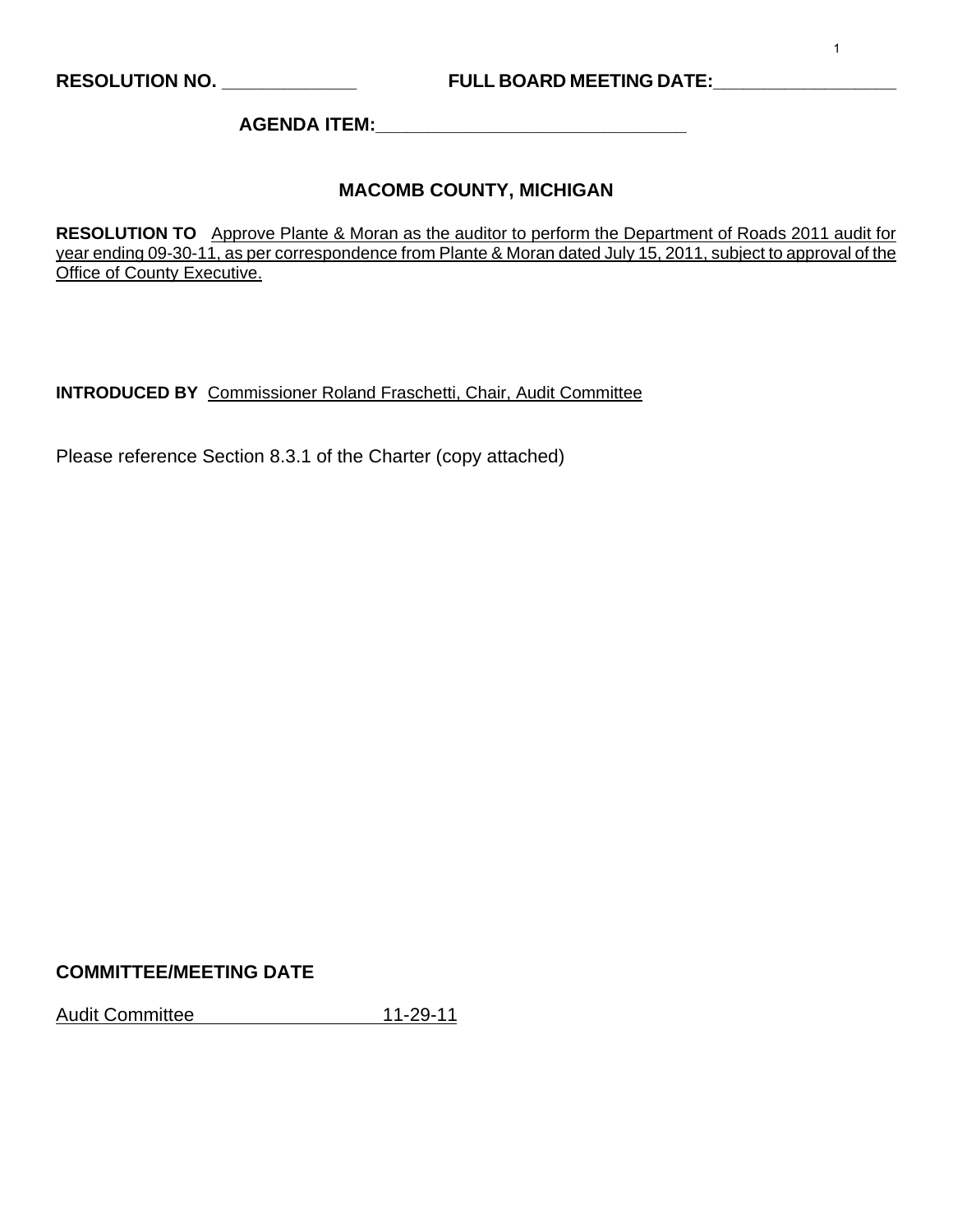**RESOLUTION NO.** _____________ **FULL BOARD MEETING DATE:**__________________

**AGENDA ITEM:**_______________________________

## MACOMB COUNTY, MICHIGAN

**RESOLUTION TO** Approve Plante & Moran as the auditor to perform the Department of Roads 2011 audit for year ending 09-30-11, as per correspondence from Plante & Moran dated July 15, 2011, subject to approval of the Office of County Executive.

**INTRODUCED BY** Commissioner Roland Fraschetti, Chair, Audit Committee

Please reference Section 8.3.1 of the Charter (copy attached)

**COMMITTEE/MEETING DATE**

Audit Committee 11-29-11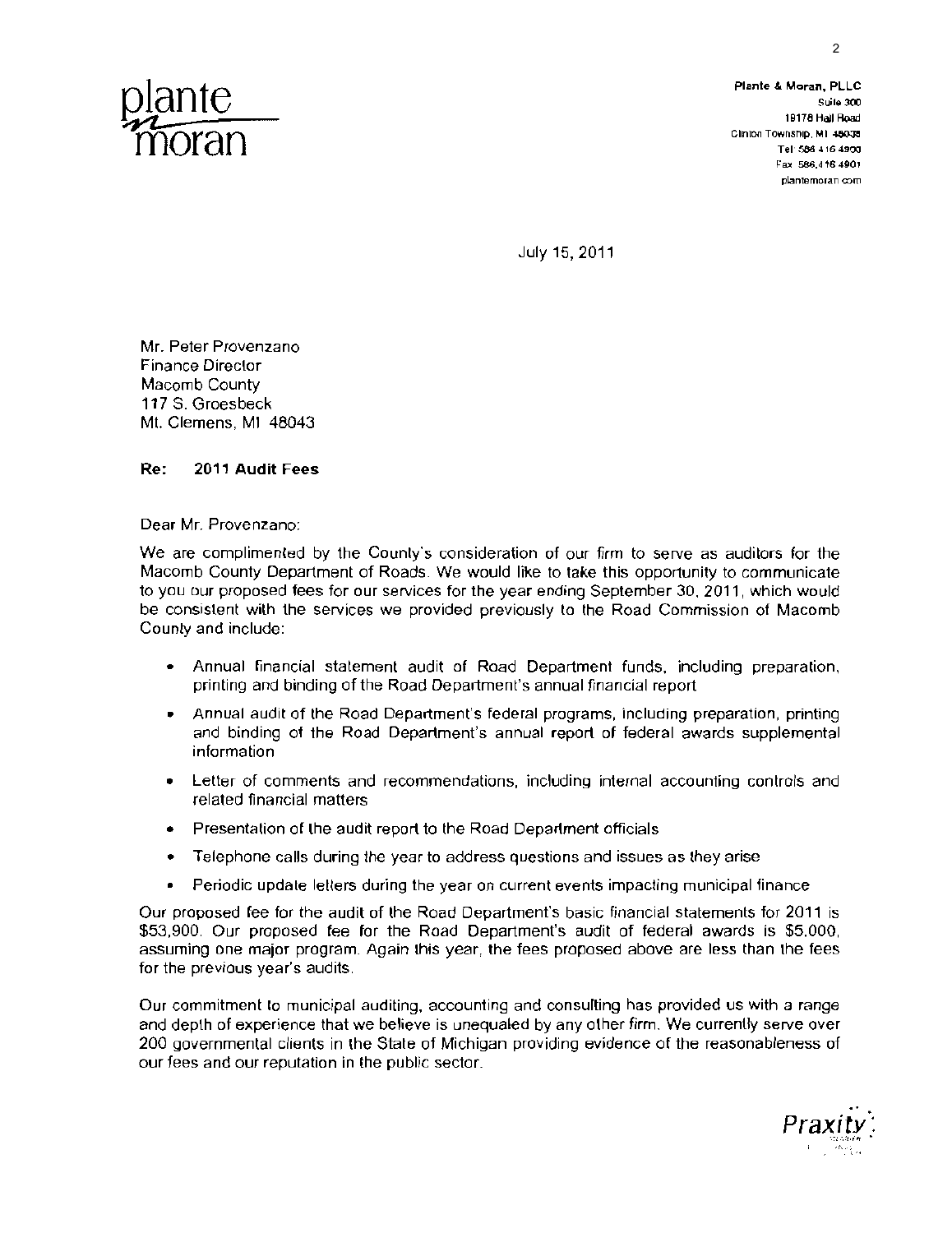plante moran

**Plante & Moran, PLLC**
Suite 300
19176 Hall Road
Clinton Township, MI 48038
Tel: 586.416.4900
Fax: 586.416.4901
plantemoran.com

July 15, 2011

Mr. Peter Provenzano
Finance Director
Macomb County
117 S. Groesbeck
Mt. Clemens, MI 48043

**Re: 2011 Audit Fees**

Dear Mr. Provenzano:

We are complimented by the County's consideration of our firm to serve as auditors for the Macomb County Department of Roads. We would like to take this opportunity to communicate to you our proposed fees for our services for the year ending September 30, 2011, which would be consistent with the services we provided previously to the Road Commission of Macomb County and include:

- Annual financial statement audit of Road Department funds, including preparation, printing and binding of the Road Department's annual financial report
- Annual audit of the Road Department's federal programs, including preparation, printing and binding of the Road Department's annual report of federal awards supplemental information
- Letter of comments and recommendations, including internal accounting controls and related financial matters
- Presentation of the audit report to the Road Department officials
- Telephone calls during the year to address questions and issues as they arise
- Periodic update letters during the year on current events impacting municipal finance

Our proposed fee for the audit of the Road Department's basic financial statements for 2011 is $53,900. Our proposed fee for the Road Department's audit of federal awards is $5,000, assuming one major program. Again this year, the fees proposed above are less than the fees for the previous year's audits.

Our commitment to municipal auditing, accounting and consulting has provided us with a range and depth of experience that we believe is unequaled by any other firm. We currently serve over 200 governmental clients in the State of Michigan providing evidence of the reasonableness of our fees and our reputation in the public sector.

Praxity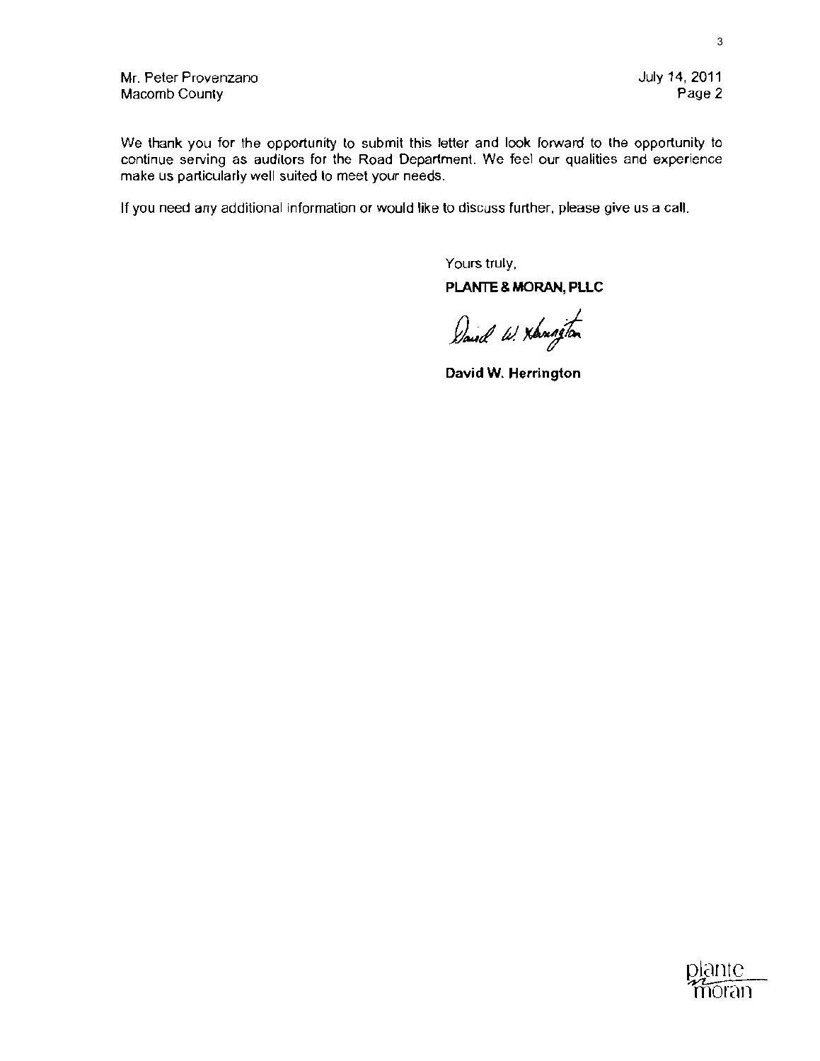Mr. Peter Provenzano
Macomb County

July 14, 2011

We thank you for the opportunity to submit this letter and look forward to the opportunity to continue serving as auditors for the Road Department. We feel our qualities and experience make us particularly well suited to meet your needs.

If you need any additional information or would like to discuss further, please give us a call.

Yours truly,

**PLANTE & MORAN, PLLC**

David W. Herrington

**David W. Herrington**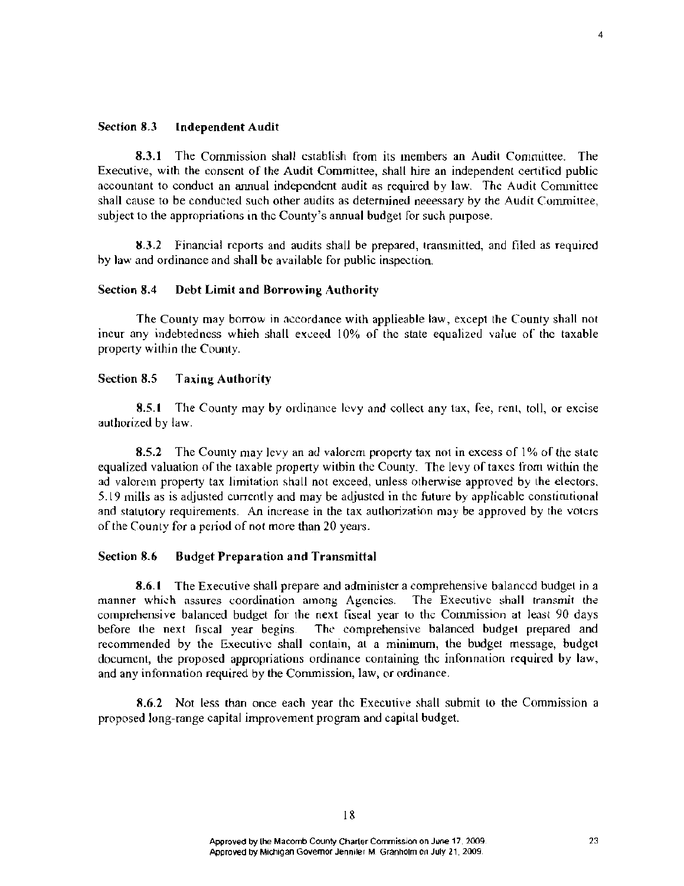### Section 8.3 Independent Audit

**8.3.1** The Commission shall establish from its members an Audit Committee. The Executive, with the consent of the Audit Committee, shall hire an independent certified public accountant to conduct an annual independent audit as required by law. The Audit Committee shall cause to be conducted such other audits as determined necessary by the Audit Committee, subject to the appropriations in the County's annual budget for such purpose.

**8.3.2** Financial reports and audits shall be prepared, transmitted, and filed as required by law and ordinance and shall be available for public inspection.

### Section 8.4 Debt Limit and Borrowing Authority

The County may borrow in accordance with applicable law, except the County shall not incur any indebtedness which shall exceed 10% of the state equalized value of the taxable property within the County.

### Section 8.5 Taxing Authority

**8.5.1** The County may by ordinance levy and collect any tax, fee, rent, toll, or excise authorized by law.

**8.5.2** The County may levy an ad valorem property tax not in excess of 1% of the state equalized valuation of the taxable property within the County. The levy of taxes from within the ad valorem property tax limitation shall not exceed, unless otherwise approved by the electors, 5.19 mills as is adjusted currently and may be adjusted in the future by applicable constitutional and statutory requirements. An increase in the tax authorization may be approved by the voters of the County for a period of not more than 20 years.

### Section 8.6 Budget Preparation and Transmittal

**8.6.1** The Executive shall prepare and administer a comprehensive balanced budget in a manner which assures coordination among Agencies. The Executive shall transmit the comprehensive balanced budget for the next fiscal year to the Commission at least 90 days before the next fiscal year begins. The comprehensive balanced budget prepared and recommended by the Executive shall contain, at a minimum, the budget message, budget document, the proposed appropriations ordinance containing the information required by law, and any information required by the Commission, law, or ordinance.

**8.6.2** Not less than once each year the Executive shall submit to the Commission a proposed long-range capital improvement program and capital budget.